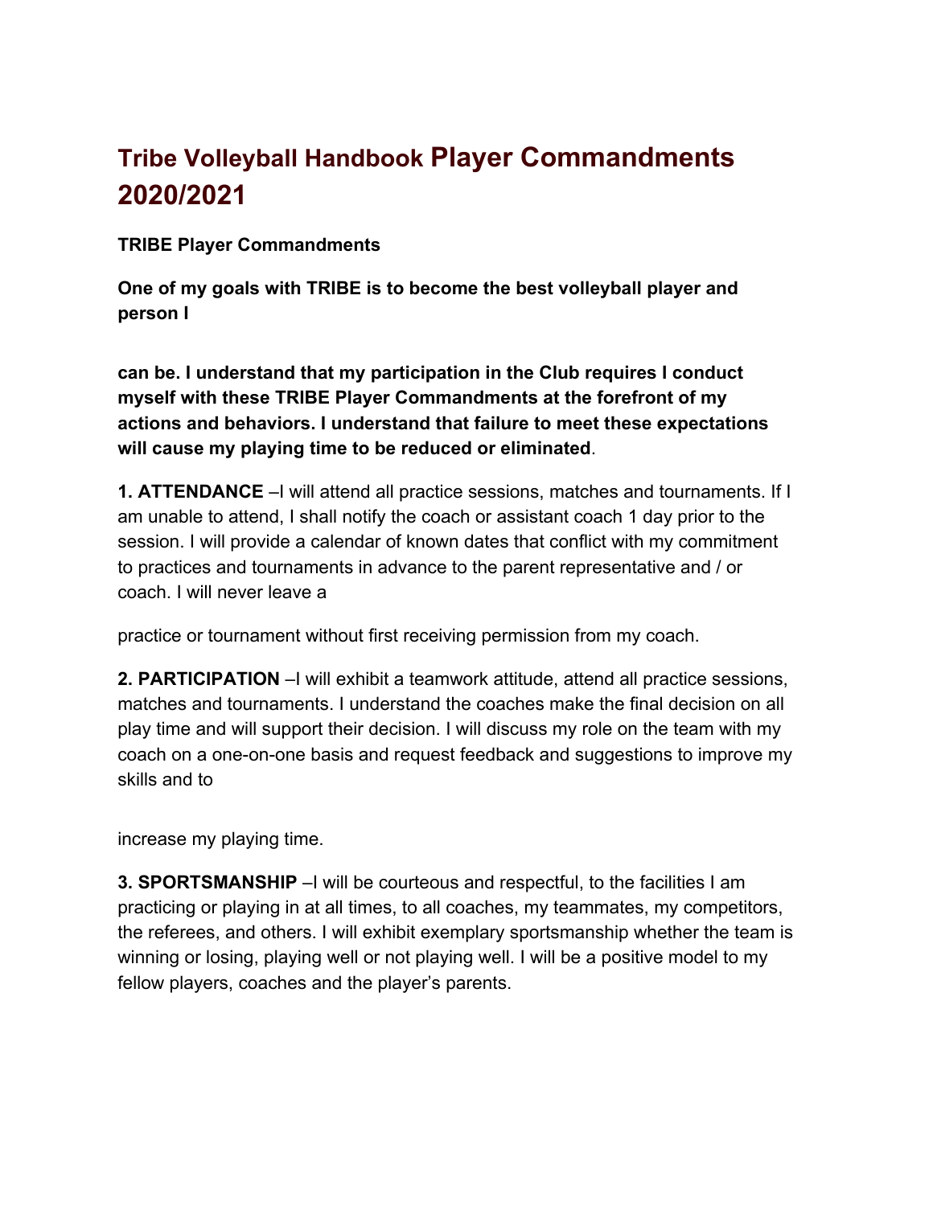# Tribe Volleyball Handbook Player Commandments 2020/2021

**TRIBE Player Commandments**

**One of my goals with TRIBE is to become the best volleyball player and person I can be. I understand that my participation in the Club requires I conduct myself with these TRIBE Player Commandments at the forefront of my actions and behaviors. I understand that failure to meet these expectations will cause my playing time to be reduced or eliminated**.

**1. ATTENDANCE** –I will attend all practice sessions, matches and tournaments. If I am unable to attend, I shall notify the coach or assistant coach 1 day prior to the session. I will provide a calendar of known dates that conflict with my commitment to practices and tournaments in advance to the parent representative and / or coach. I will never leave a practice or tournament without first receiving permission from my coach.

**2. PARTICIPATION** –I will exhibit a teamwork attitude, attend all practice sessions, matches and tournaments. I understand the coaches make the final decision on all play time and will support their decision. I will discuss my role on the team with my coach on a one-on-one basis and request feedback and suggestions to improve my skills and to increase my playing time.

**3. SPORTSMANSHIP** –I will be courteous and respectful, to the facilities I am practicing or playing in at all times, to all coaches, my teammates, my competitors, the referees, and others. I will exhibit exemplary sportsmanship whether the team is winning or losing, playing well or not playing well. I will be a positive model to my fellow players, coaches and the player's parents.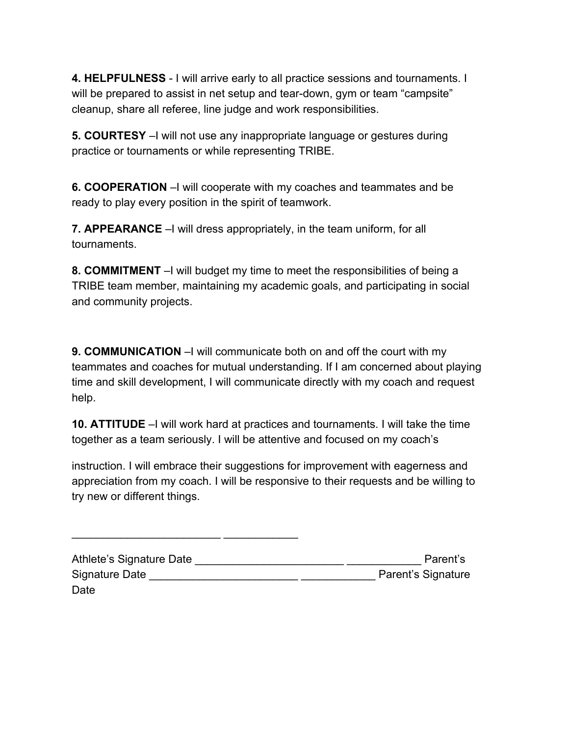**4. HELPFULNESS** - I will arrive early to all practice sessions and tournaments. I will be prepared to assist in net setup and tear-down, gym or team "campsite" cleanup, share all referee, line judge and work responsibilities.

**5. COURTESY** –I will not use any inappropriate language or gestures during practice or tournaments or while representing TRIBE.

**6. COOPERATION** –I will cooperate with my coaches and teammates and be ready to play every position in the spirit of teamwork.

**7. APPEARANCE** –I will dress appropriately, in the team uniform, for all tournaments.

**8. COMMITMENT** –I will budget my time to meet the responsibilities of being a TRIBE team member, maintaining my academic goals, and participating in social and community projects.

**9. COMMUNICATION** –I will communicate both on and off the court with my teammates and coaches for mutual understanding. If I am concerned about playing time and skill development, I will communicate directly with my coach and request help.

**10. ATTITUDE** –I will work hard at practices and tournaments. I will take the time together as a team seriously. I will be attentive and focused on my coach's

instruction. I will embrace their suggestions for improvement with eagerness and appreciation from my coach. I will be responsive to their requests and be willing to try new or different things.

________________________ ____________

Athlete's Signature Date ________________________ ____________ Parent's Signature Date ________________________ ____________ Parent's Signature Date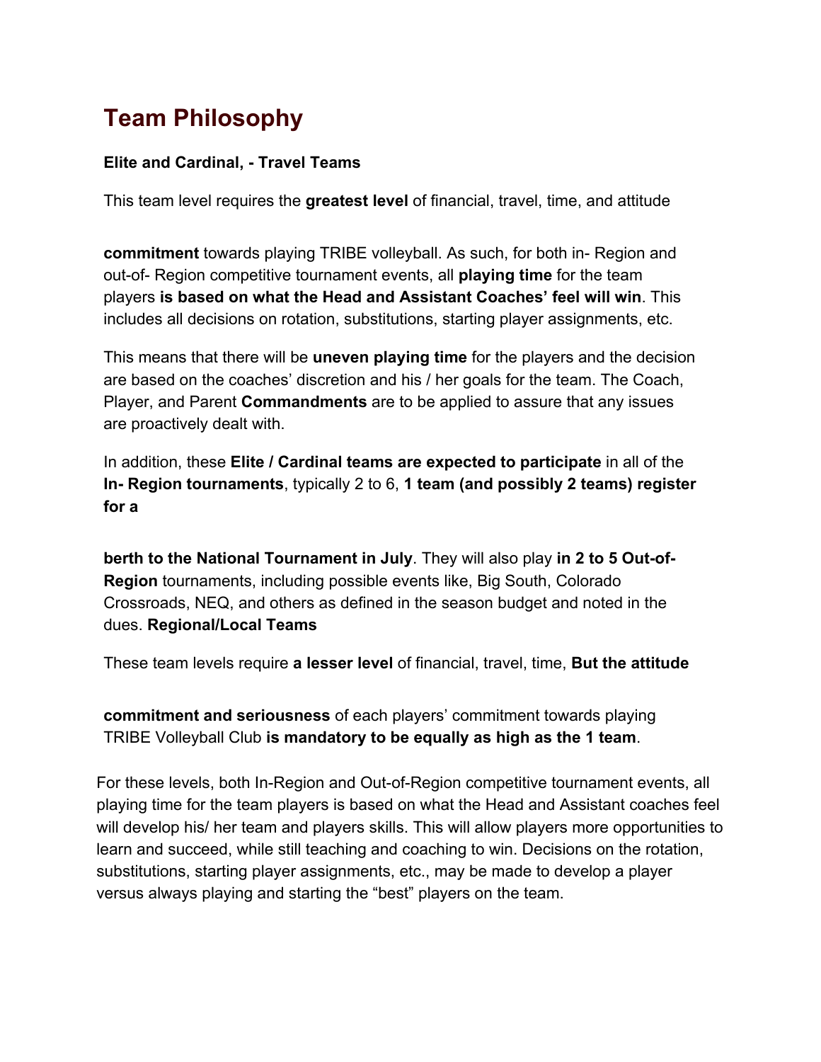# Team Philosophy

**Elite and Cardinal, - Travel Teams**

This team level requires the **greatest level** of financial, travel, time, and attitude

**commitment** towards playing TRIBE volleyball. As such, for both in- Region and out-of- Region competitive tournament events, all **playing time** for the team players **is based on what the Head and Assistant Coaches' feel will win**. This includes all decisions on rotation, substitutions, starting player assignments, etc.

This means that there will be **uneven playing time** for the players and the decision are based on the coaches' discretion and his / her goals for the team. The Coach, Player, and Parent **Commandments** are to be applied to assure that any issues are proactively dealt with.

In addition, these **Elite / Cardinal teams are expected to participate** in all of the **In- Region tournaments**, typically 2 to 6, **1 team (and possibly 2 teams) register for a**

**berth to the National Tournament in July**. They will also play **in 2 to 5 Out-of-Region** tournaments, including possible events like, Big South, Colorado Crossroads, NEQ, and others as defined in the season budget and noted in the dues. **Regional/Local Teams**

These team levels require **a lesser level** of financial, travel, time, **But the attitude**

**commitment and seriousness** of each players' commitment towards playing TRIBE Volleyball Club **is mandatory to be equally as high as the 1 team**.

For these levels, both In-Region and Out-of-Region competitive tournament events, all playing time for the team players is based on what the Head and Assistant coaches feel will develop his/ her team and players skills. This will allow players more opportunities to learn and succeed, while still teaching and coaching to win. Decisions on the rotation, substitutions, starting player assignments, etc., may be made to develop a player versus always playing and starting the "best" players on the team.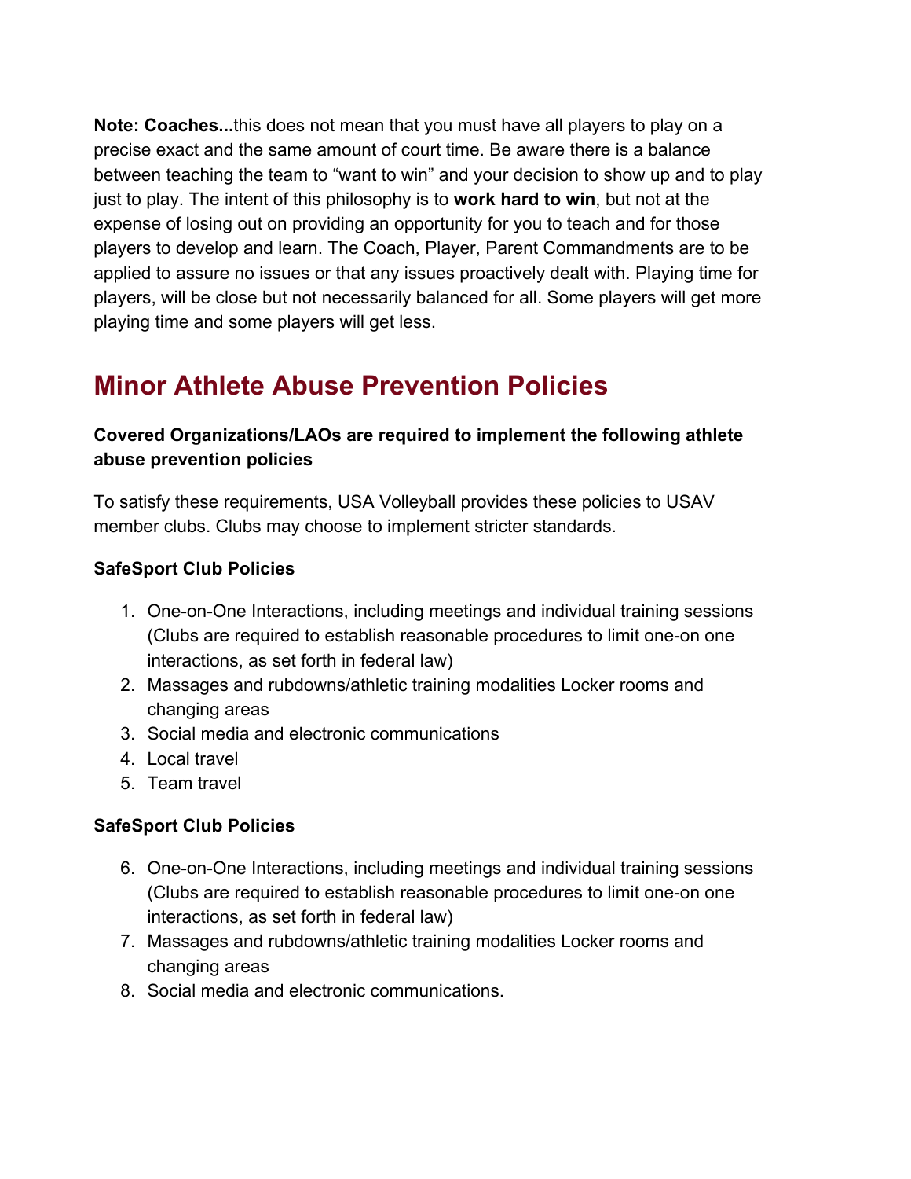**Note: Coaches...**this does not mean that you must have all players to play on a precise exact and the same amount of court time. Be aware there is a balance between teaching the team to "want to win" and your decision to show up and to play just to play. The intent of this philosophy is to **work hard to win**, but not at the expense of losing out on providing an opportunity for you to teach and for those players to develop and learn. The Coach, Player, Parent Commandments are to be applied to assure no issues or that any issues proactively dealt with. Playing time for players, will be close but not necessarily balanced for all. Some players will get more playing time and some players will get less.

## Minor Athlete Abuse Prevention Policies

**Covered Organizations/LAOs are required to implement the following athlete abuse prevention policies**

To satisfy these requirements, USA Volleyball provides these policies to USAV member clubs. Clubs may choose to implement stricter standards.

**SafeSport Club Policies**

1. One-on-One Interactions, including meetings and individual training sessions (Clubs are required to establish reasonable procedures to limit one-on one interactions, as set forth in federal law)
2. Massages and rubdowns/athletic training modalities Locker rooms and changing areas
3. Social media and electronic communications
4. Local travel
5. Team travel

**SafeSport Club Policies**

6. One-on-One Interactions, including meetings and individual training sessions (Clubs are required to establish reasonable procedures to limit one-on one interactions, as set forth in federal law)
7. Massages and rubdowns/athletic training modalities Locker rooms and changing areas
8. Social media and electronic communications.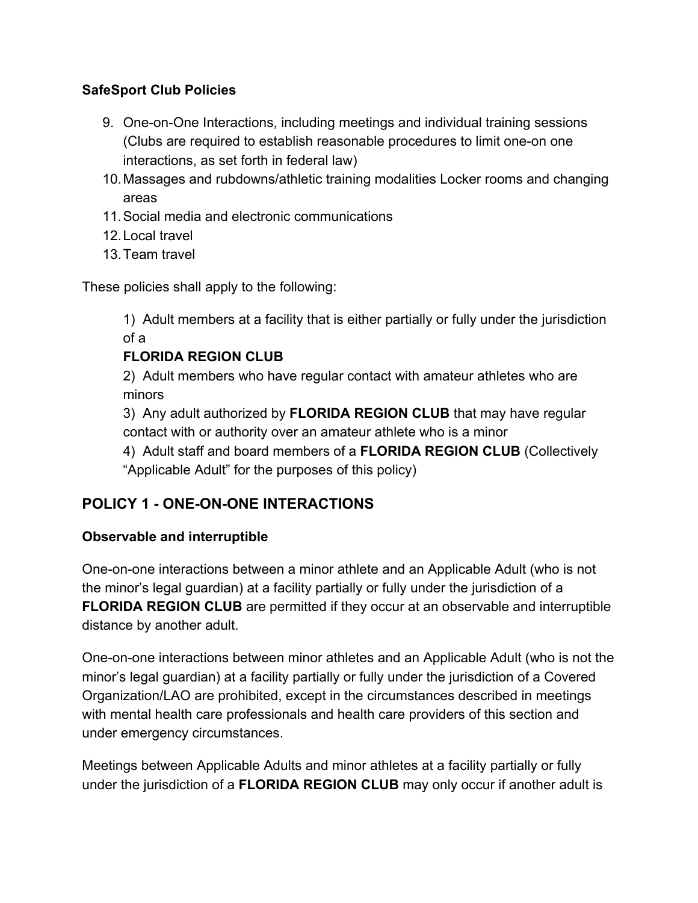**SafeSport Club Policies**

9. One-on-One Interactions, including meetings and individual training sessions (Clubs are required to establish reasonable procedures to limit one-on one interactions, as set forth in federal law)
10. Massages and rubdowns/athletic training modalities Locker rooms and changing areas
11. Social media and electronic communications
12. Local travel
13. Team travel

These policies shall apply to the following:

1) Adult members at a facility that is either partially or fully under the jurisdiction of a **FLORIDA REGION CLUB**

2) Adult members who have regular contact with amateur athletes who are minors

3) Any adult authorized by **FLORIDA REGION CLUB** that may have regular contact with or authority over an amateur athlete who is a minor

4) Adult staff and board members of a **FLORIDA REGION CLUB** (Collectively "Applicable Adult" for the purposes of this policy)

## POLICY 1 - ONE-ON-ONE INTERACTIONS

**Observable and interruptible**

One-on-one interactions between a minor athlete and an Applicable Adult (who is not the minor's legal guardian) at a facility partially or fully under the jurisdiction of a **FLORIDA REGION CLUB** are permitted if they occur at an observable and interruptible distance by another adult.

One-on-one interactions between minor athletes and an Applicable Adult (who is not the minor's legal guardian) at a facility partially or fully under the jurisdiction of a Covered Organization/LAO are prohibited, except in the circumstances described in meetings with mental health care professionals and health care providers of this section and under emergency circumstances.

Meetings between Applicable Adults and minor athletes at a facility partially or fully under the jurisdiction of a **FLORIDA REGION CLUB** may only occur if another adult is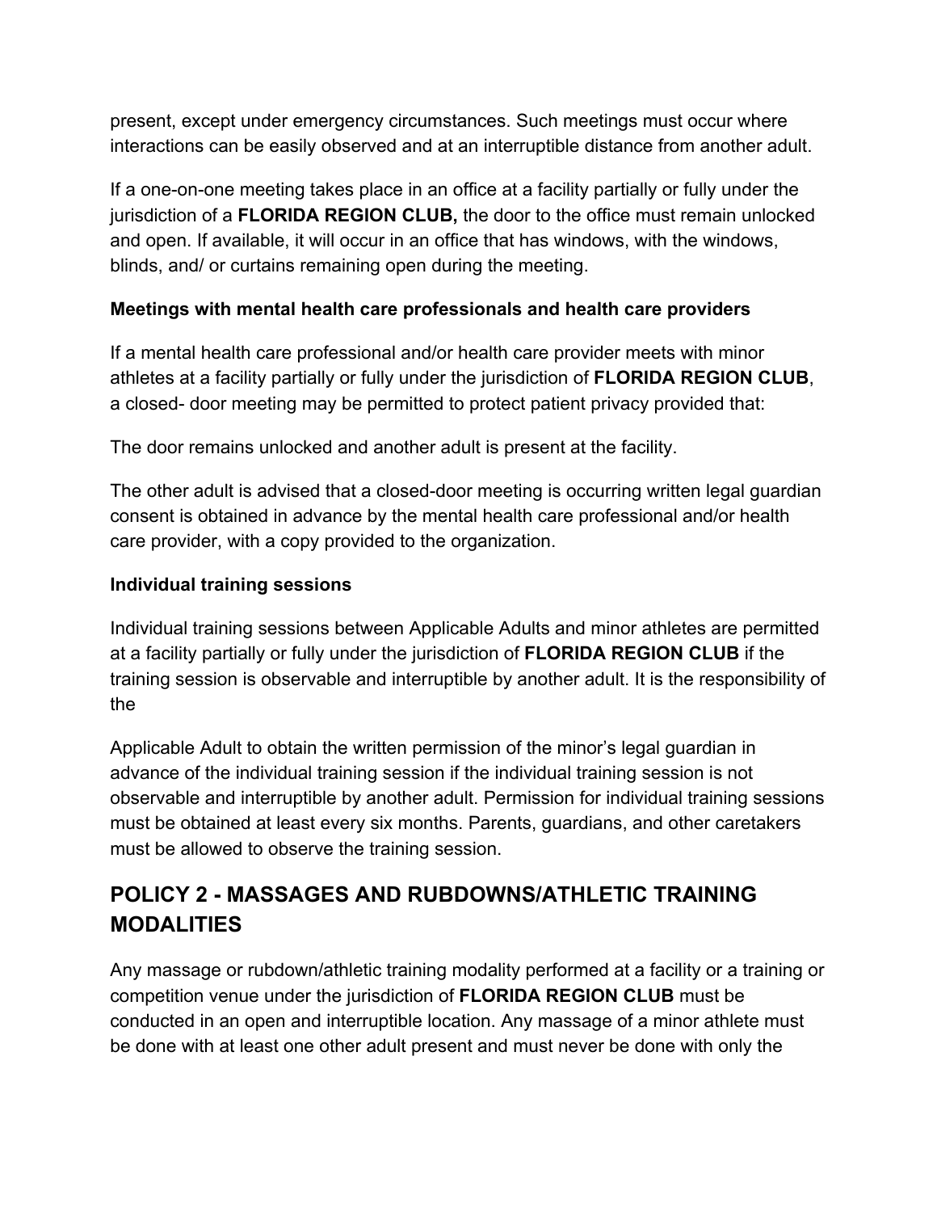present, except under emergency circumstances. Such meetings must occur where interactions can be easily observed and at an interruptible distance from another adult.

If a one-on-one meeting takes place in an office at a facility partially or fully under the jurisdiction of a **FLORIDA REGION CLUB,** the door to the office must remain unlocked and open. If available, it will occur in an office that has windows, with the windows, blinds, and/ or curtains remaining open during the meeting.

**Meetings with mental health care professionals and health care providers**

If a mental health care professional and/or health care provider meets with minor athletes at a facility partially or fully under the jurisdiction of **FLORIDA REGION CLUB**, a closed- door meeting may be permitted to protect patient privacy provided that:

The door remains unlocked and another adult is present at the facility.

The other adult is advised that a closed-door meeting is occurring written legal guardian consent is obtained in advance by the mental health care professional and/or health care provider, with a copy provided to the organization.

**Individual training sessions**

Individual training sessions between Applicable Adults and minor athletes are permitted at a facility partially or fully under the jurisdiction of **FLORIDA REGION CLUB** if the training session is observable and interruptible by another adult. It is the responsibility of the

Applicable Adult to obtain the written permission of the minor's legal guardian in advance of the individual training session if the individual training session is not observable and interruptible by another adult. Permission for individual training sessions must be obtained at least every six months. Parents, guardians, and other caretakers must be allowed to observe the training session.

## POLICY 2 - MASSAGES AND RUBDOWNS/ATHLETIC TRAINING MODALITIES

Any massage or rubdown/athletic training modality performed at a facility or a training or competition venue under the jurisdiction of **FLORIDA REGION CLUB** must be conducted in an open and interruptible location. Any massage of a minor athlete must be done with at least one other adult present and must never be done with only the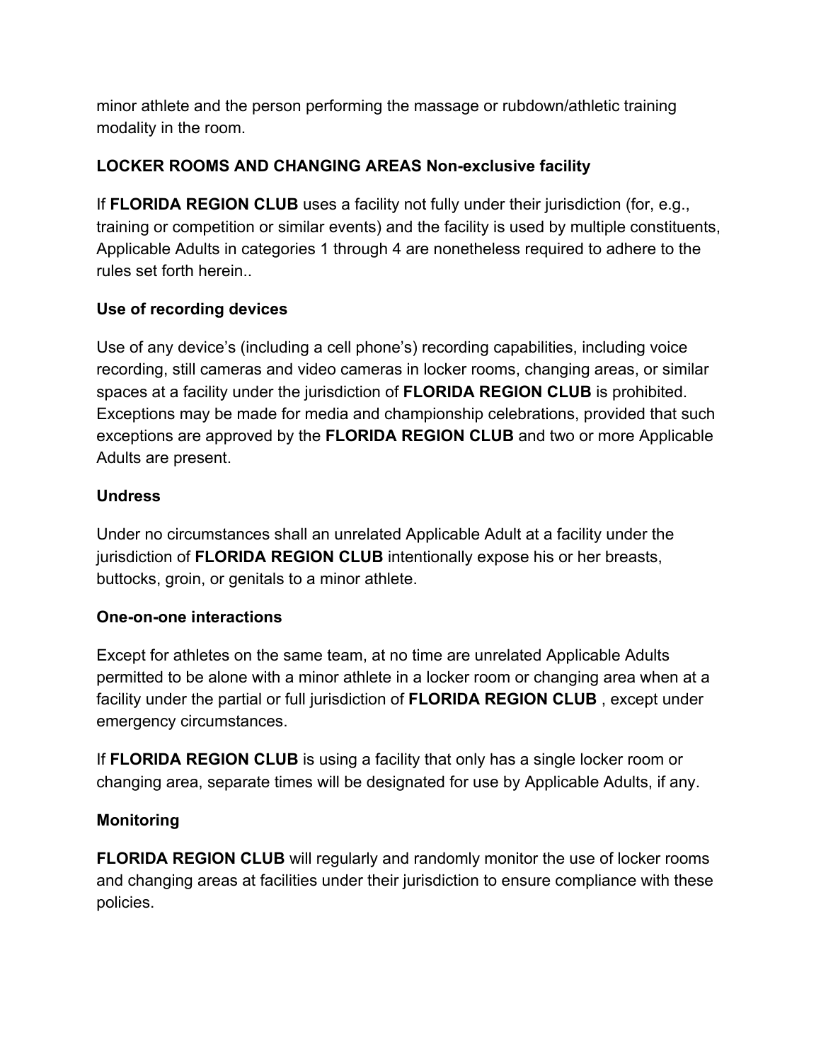minor athlete and the person performing the massage or rubdown/athletic training modality in the room.

**LOCKER ROOMS AND CHANGING AREAS Non-exclusive facility**

If **FLORIDA REGION CLUB** uses a facility not fully under their jurisdiction (for, e.g., training or competition or similar events) and the facility is used by multiple constituents, Applicable Adults in categories 1 through 4 are nonetheless required to adhere to the rules set forth herein..

**Use of recording devices**

Use of any device's (including a cell phone's) recording capabilities, including voice recording, still cameras and video cameras in locker rooms, changing areas, or similar spaces at a facility under the jurisdiction of **FLORIDA REGION CLUB** is prohibited. Exceptions may be made for media and championship celebrations, provided that such exceptions are approved by the **FLORIDA REGION CLUB** and two or more Applicable Adults are present.

**Undress**

Under no circumstances shall an unrelated Applicable Adult at a facility under the jurisdiction of **FLORIDA REGION CLUB** intentionally expose his or her breasts, buttocks, groin, or genitals to a minor athlete.

**One-on-one interactions**

Except for athletes on the same team, at no time are unrelated Applicable Adults permitted to be alone with a minor athlete in a locker room or changing area when at a facility under the partial or full jurisdiction of **FLORIDA REGION CLUB** , except under emergency circumstances.

If **FLORIDA REGION CLUB** is using a facility that only has a single locker room or changing area, separate times will be designated for use by Applicable Adults, if any.

**Monitoring**

**FLORIDA REGION CLUB** will regularly and randomly monitor the use of locker rooms and changing areas at facilities under their jurisdiction to ensure compliance with these policies.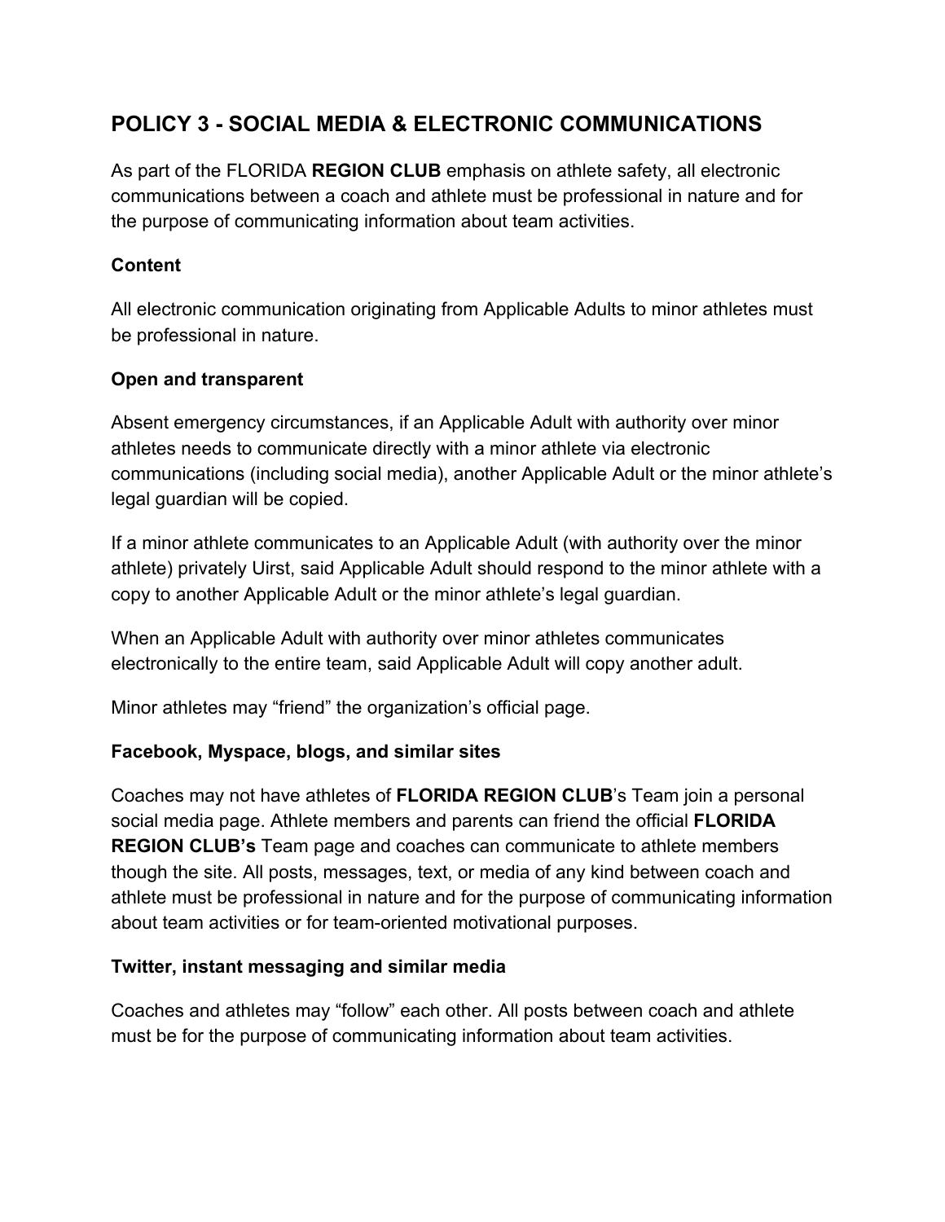## POLICY 3 - SOCIAL MEDIA & ELECTRONIC COMMUNICATIONS

As part of the FLORIDA **REGION CLUB** emphasis on athlete safety, all electronic communications between a coach and athlete must be professional in nature and for the purpose of communicating information about team activities.

### Content

All electronic communication originating from Applicable Adults to minor athletes must be professional in nature.

### Open and transparent

Absent emergency circumstances, if an Applicable Adult with authority over minor athletes needs to communicate directly with a minor athlete via electronic communications (including social media), another Applicable Adult or the minor athlete's legal guardian will be copied.

If a minor athlete communicates to an Applicable Adult (with authority over the minor athlete) privately Uirst, said Applicable Adult should respond to the minor athlete with a copy to another Applicable Adult or the minor athlete's legal guardian.

When an Applicable Adult with authority over minor athletes communicates electronically to the entire team, said Applicable Adult will copy another adult.

Minor athletes may "friend" the organization's official page.

### Facebook, Myspace, blogs, and similar sites

Coaches may not have athletes of **FLORIDA REGION CLUB**'s Team join a personal social media page. Athlete members and parents can friend the official **FLORIDA REGION CLUB's** Team page and coaches can communicate to athlete members though the site. All posts, messages, text, or media of any kind between coach and athlete must be professional in nature and for the purpose of communicating information about team activities or for team-oriented motivational purposes.

### Twitter, instant messaging and similar media

Coaches and athletes may "follow" each other. All posts between coach and athlete must be for the purpose of communicating information about team activities.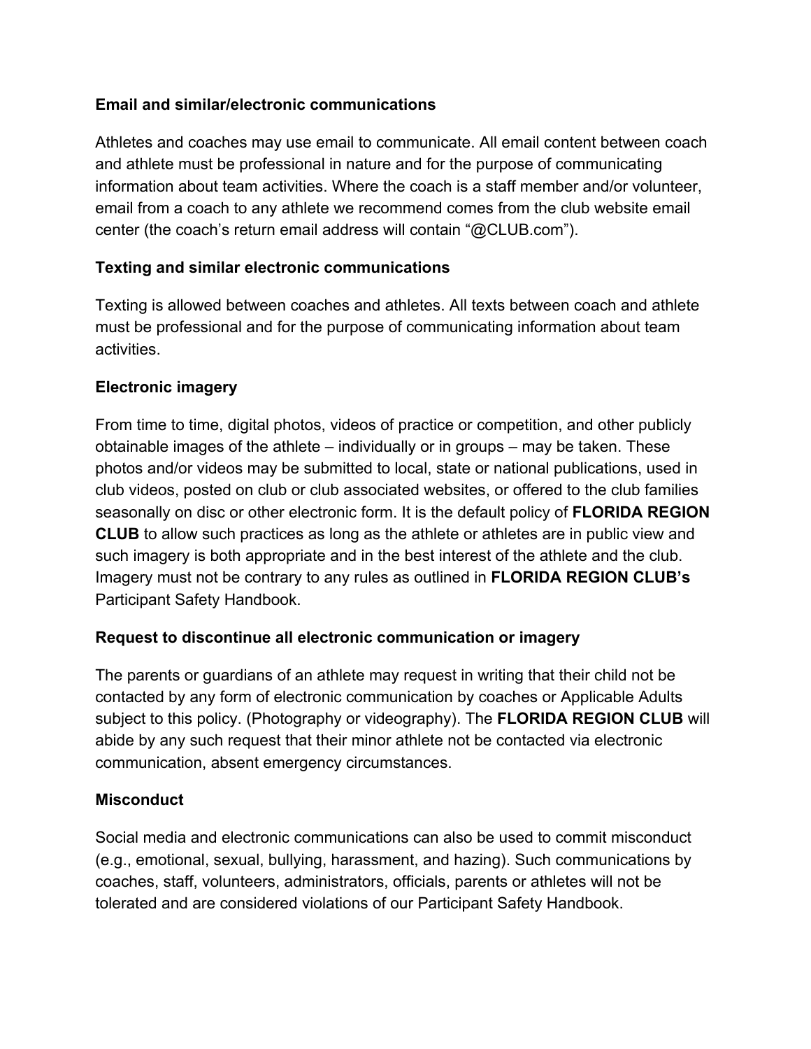**Email and similar/electronic communications**

Athletes and coaches may use email to communicate. All email content between coach and athlete must be professional in nature and for the purpose of communicating information about team activities. Where the coach is a staff member and/or volunteer, email from a coach to any athlete we recommend comes from the club website email center (the coach's return email address will contain "@CLUB.com").

**Texting and similar electronic communications**

Texting is allowed between coaches and athletes. All texts between coach and athlete must be professional and for the purpose of communicating information about team activities.

**Electronic imagery**

From time to time, digital photos, videos of practice or competition, and other publicly obtainable images of the athlete – individually or in groups – may be taken. These photos and/or videos may be submitted to local, state or national publications, used in club videos, posted on club or club associated websites, or offered to the club families seasonally on disc or other electronic form. It is the default policy of **FLORIDA REGION CLUB** to allow such practices as long as the athlete or athletes are in public view and such imagery is both appropriate and in the best interest of the athlete and the club. Imagery must not be contrary to any rules as outlined in **FLORIDA REGION CLUB's** Participant Safety Handbook.

**Request to discontinue all electronic communication or imagery**

The parents or guardians of an athlete may request in writing that their child not be contacted by any form of electronic communication by coaches or Applicable Adults subject to this policy. (Photography or videography). The **FLORIDA REGION CLUB** will abide by any such request that their minor athlete not be contacted via electronic communication, absent emergency circumstances.

**Misconduct**

Social media and electronic communications can also be used to commit misconduct (e.g., emotional, sexual, bullying, harassment, and hazing). Such communications by coaches, staff, volunteers, administrators, officials, parents or athletes will not be tolerated and are considered violations of our Participant Safety Handbook.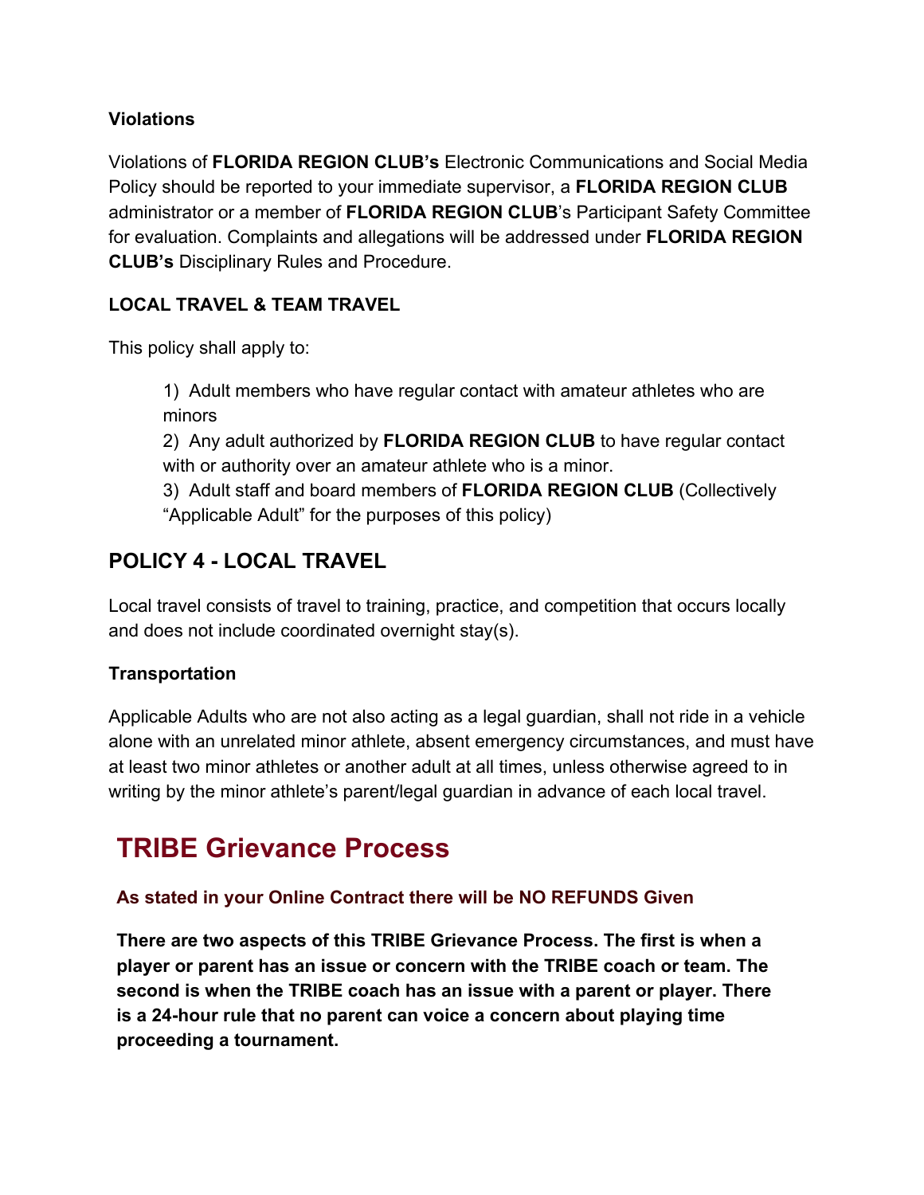**Violations**

Violations of **FLORIDA REGION CLUB's** Electronic Communications and Social Media Policy should be reported to your immediate supervisor, a **FLORIDA REGION CLUB** administrator or a member of **FLORIDA REGION CLUB**'s Participant Safety Committee for evaluation. Complaints and allegations will be addressed under **FLORIDA REGION CLUB's** Disciplinary Rules and Procedure.

**LOCAL TRAVEL & TEAM TRAVEL**

This policy shall apply to:

1) Adult members who have regular contact with amateur athletes who are minors
2) Any adult authorized by **FLORIDA REGION CLUB** to have regular contact with or authority over an amateur athlete who is a minor.
3) Adult staff and board members of **FLORIDA REGION CLUB** (Collectively "Applicable Adult" for the purposes of this policy)

## POLICY 4 - LOCAL TRAVEL

Local travel consists of travel to training, practice, and competition that occurs locally and does not include coordinated overnight stay(s).

**Transportation**

Applicable Adults who are not also acting as a legal guardian, shall not ride in a vehicle alone with an unrelated minor athlete, absent emergency circumstances, and must have at least two minor athletes or another adult at all times, unless otherwise agreed to in writing by the minor athlete's parent/legal guardian in advance of each local travel.

# TRIBE Grievance Process

**As stated in your Online Contract there will be NO REFUNDS Given**

**There are two aspects of this TRIBE Grievance Process. The first is when a player or parent has an issue or concern with the TRIBE coach or team. The second is when the TRIBE coach has an issue with a parent or player. There is a 24-hour rule that no parent can voice a concern about playing time proceeding a tournament.**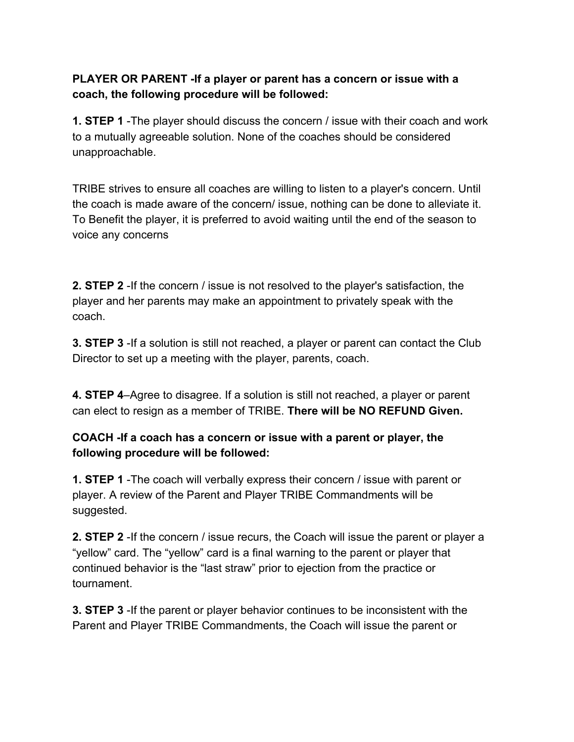**PLAYER OR PARENT -If a player or parent has a concern or issue with a coach, the following procedure will be followed:**

1. **STEP 1** -The player should discuss the concern / issue with their coach and work to a mutually agreeable solution. None of the coaches should be considered unapproachable.

   TRIBE strives to ensure all coaches are willing to listen to a player's concern. Until the coach is made aware of the concern/ issue, nothing can be done to alleviate it. To Benefit the player, it is preferred to avoid waiting until the end of the season to voice any concerns

2. **STEP 2** -If the concern / issue is not resolved to the player's satisfaction, the player and her parents may make an appointment to privately speak with the coach.

3. **STEP 3** -If a solution is still not reached, a player or parent can contact the Club Director to set up a meeting with the player, parents, coach.

4. **STEP 4**–Agree to disagree. If a solution is still not reached, a player or parent can elect to resign as a member of TRIBE. **There will be NO REFUND Given.**

**COACH -If a coach has a concern or issue with a parent or player, the following procedure will be followed:**

1. **STEP 1** -The coach will verbally express their concern / issue with parent or player. A review of the Parent and Player TRIBE Commandments will be suggested.

2. **STEP 2** -If the concern / issue recurs, the Coach will issue the parent or player a "yellow" card. The "yellow" card is a final warning to the parent or player that continued behavior is the "last straw" prior to ejection from the practice or tournament.

3. **STEP 3** -If the parent or player behavior continues to be inconsistent with the Parent and Player TRIBE Commandments, the Coach will issue the parent or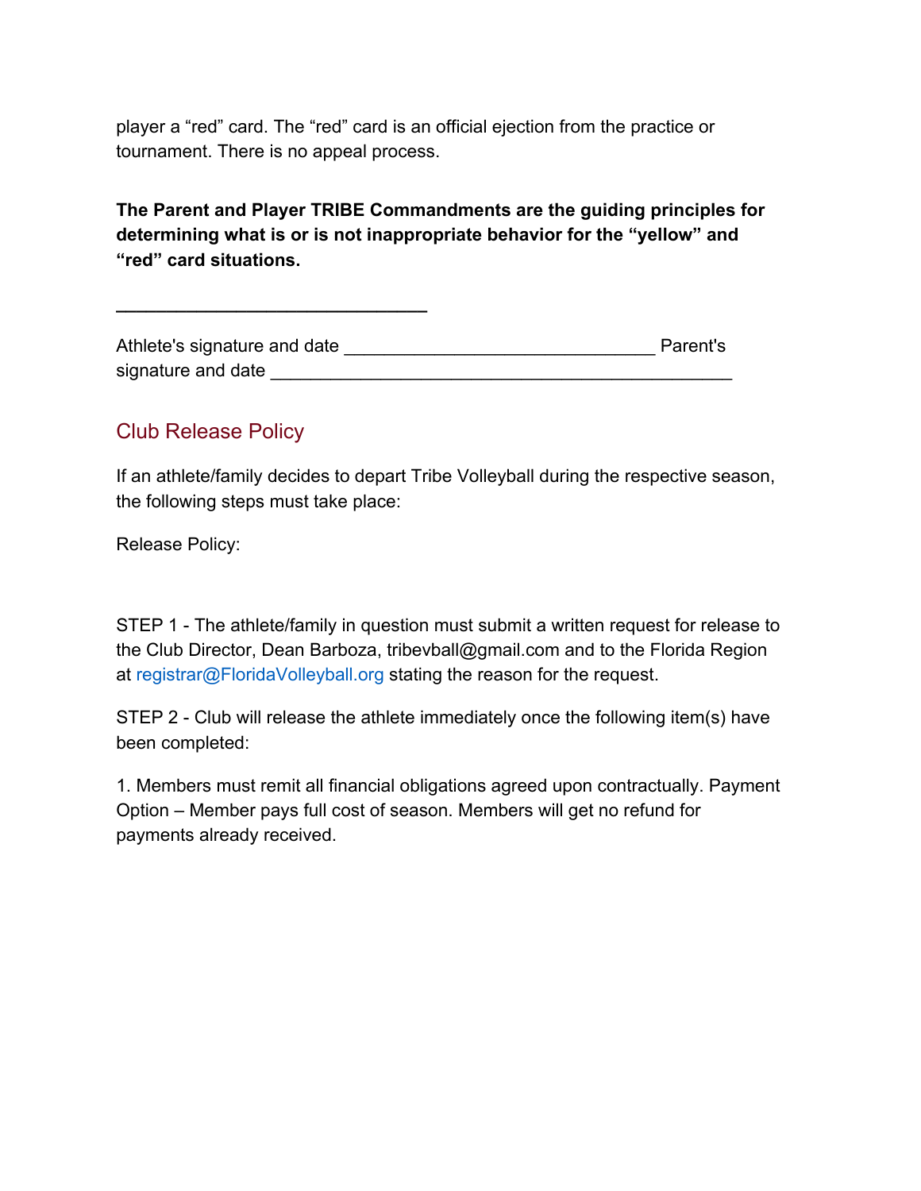player a "red" card. The "red" card is an official ejection from the practice or tournament. There is no appeal process.

**The Parent and Player TRIBE Commandments are the guiding principles for determining what is or is not inappropriate behavior for the "yellow" and "red" card situations.**

______________________________

Athlete's signature and date ______________________________ Parent's signature and date ____________________________________________

## Club Release Policy

If an athlete/family decides to depart Tribe Volleyball during the respective season, the following steps must take place:

Release Policy:

STEP 1 - The athlete/family in question must submit a written request for release to the Club Director, Dean Barboza, tribevball@gmail.com and to the Florida Region at registrar@FloridaVolleyball.org stating the reason for the request.

STEP 2 - Club will release the athlete immediately once the following item(s) have been completed:

1. Members must remit all financial obligations agreed upon contractually. Payment Option – Member pays full cost of season. Members will get no refund for payments already received.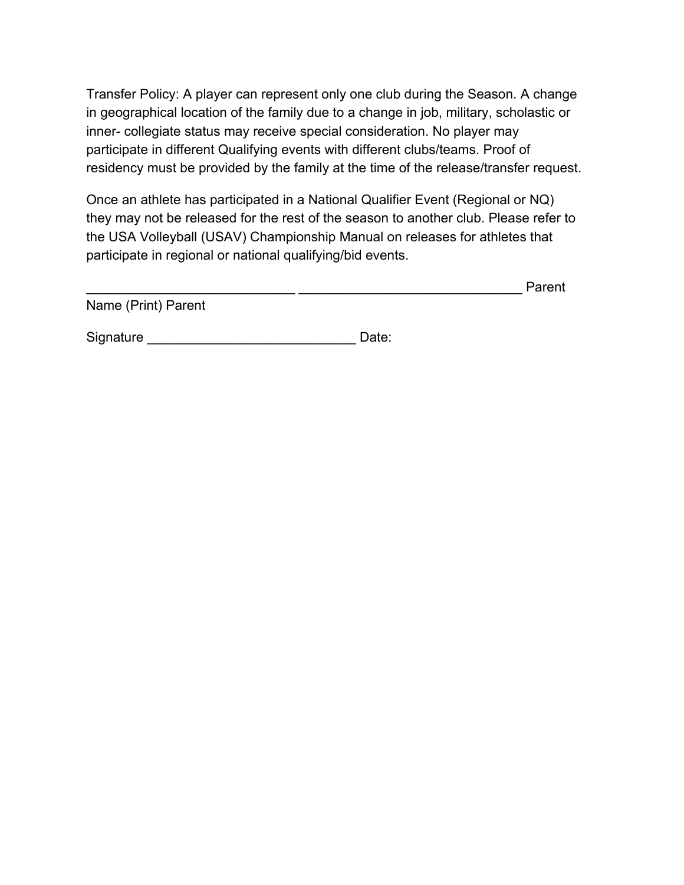Transfer Policy: A player can represent only one club during the Season. A change in geographical location of the family due to a change in job, military, scholastic or inner- collegiate status may receive special consideration. No player may participate in different Qualifying events with different clubs/teams. Proof of residency must be provided by the family at the time of the release/transfer request.

Once an athlete has participated in a National Qualifier Event (Regional or NQ) they may not be released for the rest of the season to another club. Please refer to the USA Volleyball (USAV) Championship Manual on releases for athletes that participate in regional or national qualifying/bid events.

____________________________ ______________________________ Parent Name (Print) Parent

Signature ____________________________ Date: